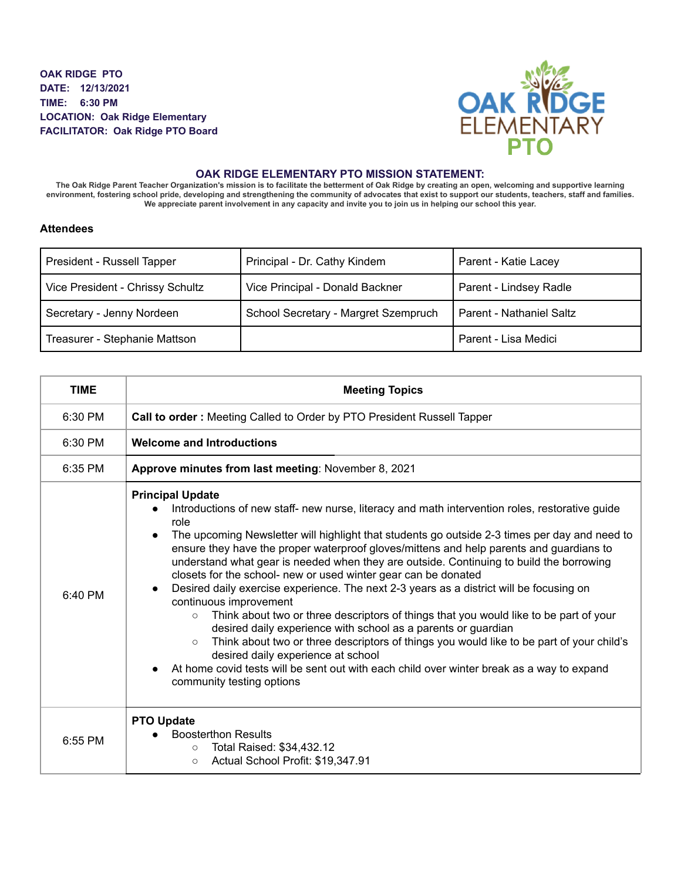**OAK RIDGE PTO**
**DATE: 12/13/2021**
**TIME: 6:30 PM**
**LOCATION: Oak Ridge Elementary**
**FACILITATOR: Oak Ridge PTO Board**

## OAK RIDGE ELEMENTARY PTO MISSION STATEMENT:

**The Oak Ridge Parent Teacher Organization's mission is to facilitate the betterment of Oak Ridge by creating an open, welcoming and supportive learning environment, fostering school pride, developing and strengthening the community of advocates that exist to support our students, teachers, staff and families. We appreciate parent involvement in any capacity and invite you to join us in helping our school this year.**

### Attendees

| | | |
|---|---|---|
| President - Russell Tapper | Principal - Dr. Cathy Kindem | Parent - Katie Lacey |
| Vice President - Chrissy Schultz | Vice Principal - Donald Backner | Parent - Lindsey Radle |
| Secretary - Jenny Nordeen | School Secretary - Margret Szempruch | Parent - Nathaniel Saltz |
| Treasurer - Stephanie Mattson | | Parent - Lisa Medici |

| TIME | Meeting Topics |
|---|---|
| 6:30 PM | **Call to order :** Meeting Called to Order by PTO President Russell Tapper |
| 6:30 PM | **Welcome and Introductions** |
| 6:35 PM | **Approve minutes from last meeting**: November 8, 2021 |
| 6:40 PM | **Principal Update**<br>● Introductions of new staff- new nurse, literacy and math intervention roles, restorative guide role<br>● The upcoming Newsletter will highlight that students go outside 2-3 times per day and need to ensure they have the proper waterproof gloves/mittens and help parents and guardians to understand what gear is needed when they are outside. Continuing to build the borrowing closets for the school- new or used winter gear can be donated<br>● Desired daily exercise experience. The next 2-3 years as a district will be focusing on continuous improvement<br>○ Think about two or three descriptors of things that you would like to be part of your desired daily experience with school as a parents or guardian<br>○ Think about two or three descriptors of things you would like to be part of your child's desired daily experience at school<br>● At home covid tests will be sent out with each child over winter break as a way to expand community testing options |
| 6:55 PM | **PTO Update**<br>● Boosterthon Results<br>○ Total Raised: $34,432.12<br>○ Actual School Profit: $19,347.91 |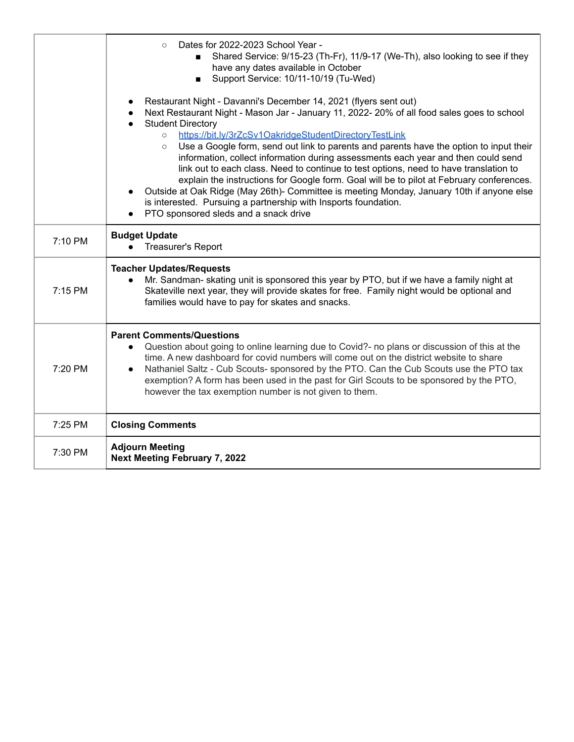| | |
|---|---|
| | ◦ Dates for 2022-2023 School Year -<br>▪ Shared Service: 9/15-23 (Th-Fr), 11/9-17 (We-Th), also looking to see if they have any dates available in October<br>▪ Support Service: 10/11-10/19 (Tu-Wed)<br><br>• Restaurant Night - Davanni's December 14, 2021 (flyers sent out)<br>• Next Restaurant Night - Mason Jar - January 11, 2022- 20% of all food sales goes to school<br>• Student Directory<br>◦ [https://bit.ly/3rZcSv1OakridgeStudentDirectoryTestLink](https://bit.ly/3rZcSv1OakridgeStudentDirectoryTestLink)<br>◦ Use a Google form, send out link to parents and parents have the option to input their information, collect information during assessments each year and then could send link out to each class. Need to continue to test options, need to have translation to explain the instructions for Google form. Goal will be to pilot at February conferences.<br>• Outside at Oak Ridge (May 26th)- Committee is meeting Monday, January 10th if anyone else is interested. Pursuing a partnership with Insports foundation.<br>• PTO sponsored sleds and a snack drive |
| 7:10 PM | **Budget Update**<br>• Treasurer's Report |
| 7:15 PM | **Teacher Updates/Requests**<br>• Mr. Sandman- skating unit is sponsored this year by PTO, but if we have a family night at Skateville next year, they will provide skates for free. Family night would be optional and families would have to pay for skates and snacks. |
| 7:20 PM | **Parent Comments/Questions**<br>• Question about going to online learning due to Covid?- no plans or discussion of this at the time. A new dashboard for covid numbers will come out on the district website to share<br>• Nathaniel Saltz - Cub Scouts- sponsored by the PTO. Can the Cub Scouts use the PTO tax exemption? A form has been used in the past for Girl Scouts to be sponsored by the PTO, however the tax exemption number is not given to them. |
| 7:25 PM | **Closing Comments** |
| 7:30 PM | **Adjourn Meeting**<br>**Next Meeting February 7, 2022** |